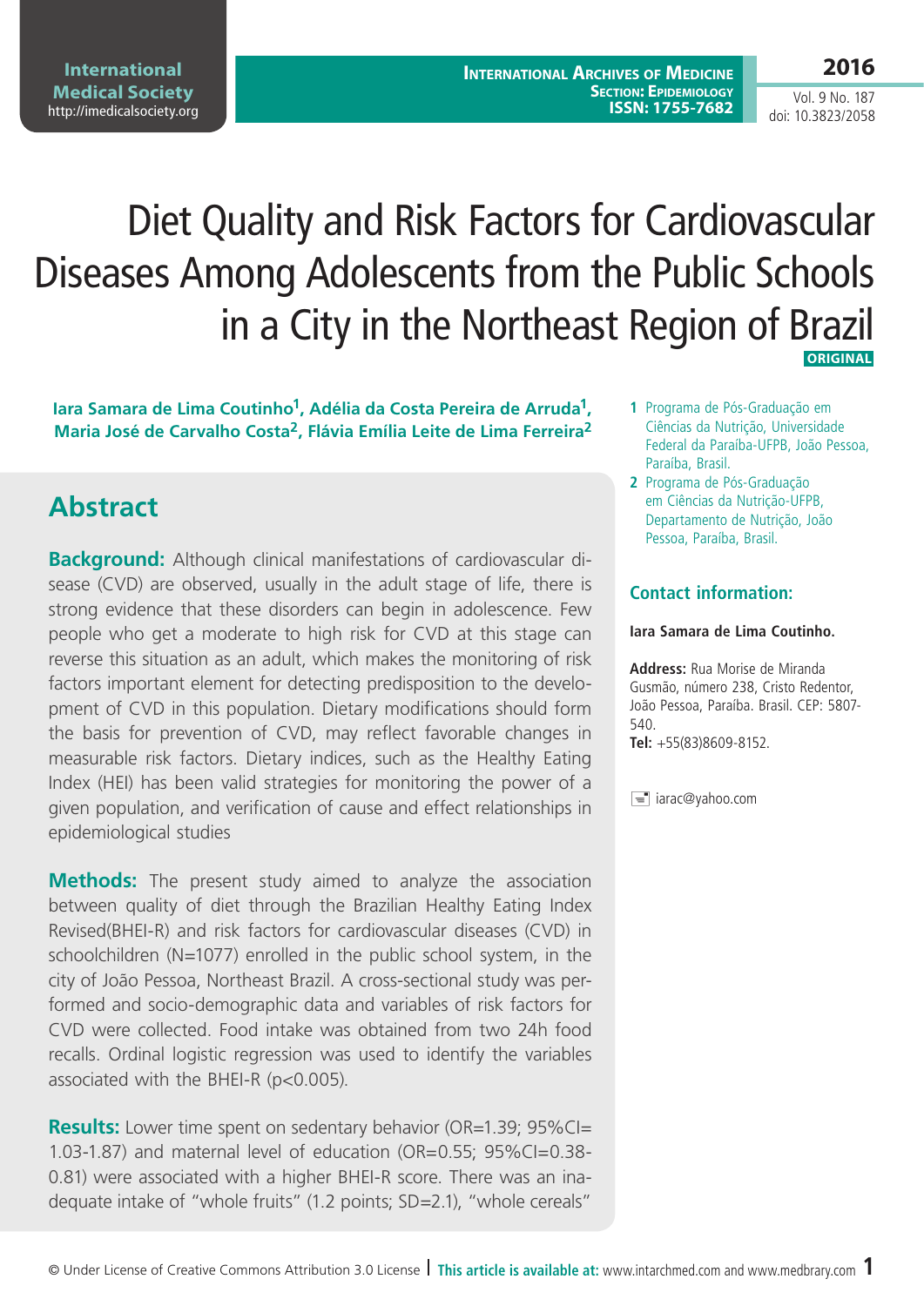# Diet Quality and Risk Factors for Cardiovascular Diseases Among Adolescents from the Public Schools in a City in the Northeast Region of Brazil

ORIGINAL

**Iara Samara de Lima Coutinho[1], Adélia da Costa Pereira de Arruda[1], Maria José de Carvalho Costa[2], Flávia Emília Leite de Lima Ferreira[2]**

1 Programa de Pós-Graduação em Ciências da Nutrição, Universidade Federal da Paraíba-UFPB, João Pessoa, Paraíba, Brasil.

2 Programa de Pós-Graduação em Ciências da Nutrição-UFPB, Departamento de Nutrição, João Pessoa, Paraíba, Brasil.

### Contact information:

**Iara Samara de Lima Coutinho.**

**Address:** Rua Morise de Miranda Gusmão, número 238, Cristo Redentor, João Pessoa, Paraíba. Brasil. CEP: 5807-540.
**Tel:** +55(83)8609-8152.

iarac@yahoo.com

## Abstract

**Background:** Although clinical manifestations of cardiovascular disease (CVD) are observed, usually in the adult stage of life, there is strong evidence that these disorders can begin in adolescence. Few people who get a moderate to high risk for CVD at this stage can reverse this situation as an adult, which makes the monitoring of risk factors important element for detecting predisposition to the development of CVD in this population. Dietary modifications should form the basis for prevention of CVD, may reflect favorable changes in measurable risk factors. Dietary indices, such as the Healthy Eating Index (HEI) has been valid strategies for monitoring the power of a given population, and verification of cause and effect relationships in epidemiological studies

**Methods:** The present study aimed to analyze the association between quality of diet through the Brazilian Healthy Eating Index Revised(BHEI-R) and risk factors for cardiovascular diseases (CVD) in schoolchildren (N=1077) enrolled in the public school system, in the city of João Pessoa, Northeast Brazil. A cross-sectional study was performed and socio-demographic data and variables of risk factors for CVD were collected. Food intake was obtained from two 24h food recalls. Ordinal logistic regression was used to identify the variables associated with the BHEI-R ($p<0.005$).

**Results:** Lower time spent on sedentary behavior (OR=1.39; 95%CI=1.03-1.87) and maternal level of education (OR=0.55; 95%CI=0.38-0.81) were associated with a higher BHEI-R score. There was an inadequate intake of "whole fruits" (1.2 points; SD=2.1), "whole cereals"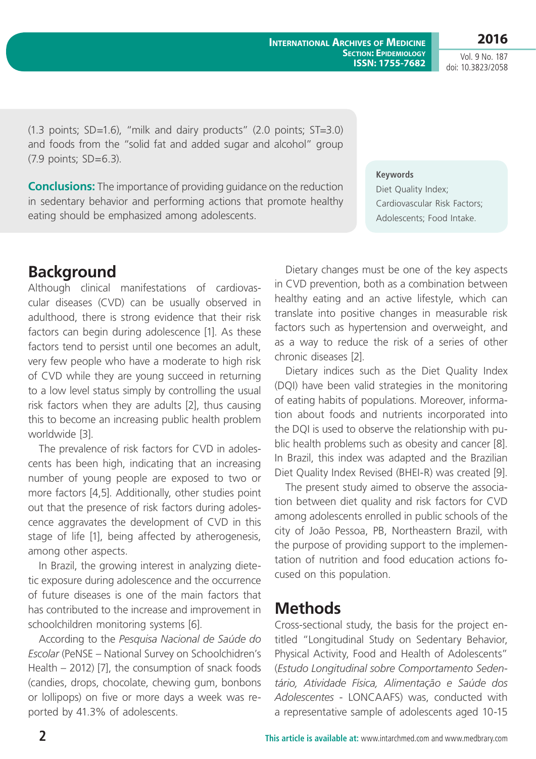(1.3 points; SD=1.6), "milk and dairy products" (2.0 points; ST=3.0) and foods from the "solid fat and added sugar and alcohol" group (7.9 points; SD=6.3).

**Conclusions:** The importance of providing guidance on the reduction in sedentary behavior and performing actions that promote healthy eating should be emphasized among adolescents.

**Keywords**

Diet Quality Index; Cardiovascular Risk Factors; Adolescents; Food Intake.

## Background

Although clinical manifestations of cardiovascular diseases (CVD) can be usually observed in adulthood, there is strong evidence that their risk factors can begin during adolescence [1]. As these factors tend to persist until one becomes an adult, very few people who have a moderate to high risk of CVD while they are young succeed in returning to a low level status simply by controlling the usual risk factors when they are adults [2], thus causing this to become an increasing public health problem worldwide [3].

The prevalence of risk factors for CVD in adolescents has been high, indicating that an increasing number of young people are exposed to two or more factors [4,5]. Additionally, other studies point out that the presence of risk factors during adolescence aggravates the development of CVD in this stage of life [1], being affected by atherogenesis, among other aspects.

In Brazil, the growing interest in analyzing dietetic exposure during adolescence and the occurrence of future diseases is one of the main factors that has contributed to the increase and improvement in schoolchildren monitoring systems [6].

According to the *Pesquisa Nacional de Saúde do Escolar* (PeNSE – National Survey on Schoolchidren's Health – 2012) [7], the consumption of snack foods (candies, drops, chocolate, chewing gum, bonbons or lollipops) on five or more days a week was reported by 41.3% of adolescents.

Dietary changes must be one of the key aspects in CVD prevention, both as a combination between healthy eating and an active lifestyle, which can translate into positive changes in measurable risk factors such as hypertension and overweight, and as a way to reduce the risk of a series of other chronic diseases [2].

Dietary indices such as the Diet Quality Index (DQI) have been valid strategies in the monitoring of eating habits of populations. Moreover, information about foods and nutrients incorporated into the DQI is used to observe the relationship with public health problems such as obesity and cancer [8]. In Brazil, this index was adapted and the Brazilian Diet Quality Index Revised (BHEI-R) was created [9].

The present study aimed to observe the association between diet quality and risk factors for CVD among adolescents enrolled in public schools of the city of João Pessoa, PB, Northeastern Brazil, with the purpose of providing support to the implementation of nutrition and food education actions focused on this population.

## Methods

Cross-sectional study, the basis for the project entitled "Longitudinal Study on Sedentary Behavior, Physical Activity, Food and Health of Adolescents" (*Estudo Longitudinal sobre Comportamento Sedentário, Atividade Física, Alimentação e Saúde dos Adolescentes* - LONCAAFS) was, conducted with a representative sample of adolescents aged 10-15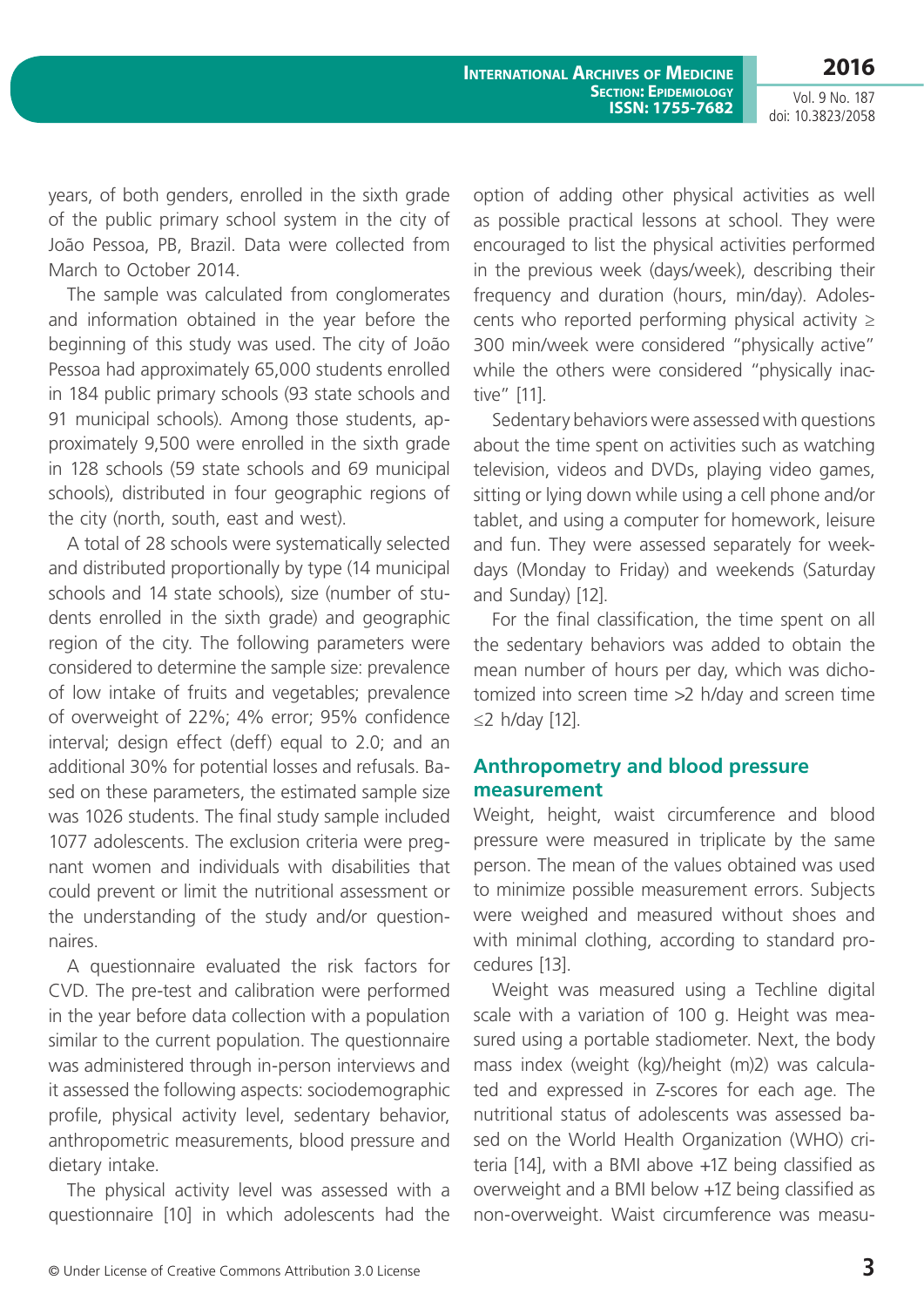years, of both genders, enrolled in the sixth grade of the public primary school system in the city of João Pessoa, PB, Brazil. Data were collected from March to October 2014.

The sample was calculated from conglomerates and information obtained in the year before the beginning of this study was used. The city of João Pessoa had approximately 65,000 students enrolled in 184 public primary schools (93 state schools and 91 municipal schools). Among those students, approximately 9,500 were enrolled in the sixth grade in 128 schools (59 state schools and 69 municipal schools), distributed in four geographic regions of the city (north, south, east and west).

A total of 28 schools were systematically selected and distributed proportionally by type (14 municipal schools and 14 state schools), size (number of students enrolled in the sixth grade) and geographic region of the city. The following parameters were considered to determine the sample size: prevalence of low intake of fruits and vegetables; prevalence of overweight of 22%; 4% error; 95% confidence interval; design effect (deff) equal to 2.0; and an additional 30% for potential losses and refusals. Based on these parameters, the estimated sample size was 1026 students. The final study sample included 1077 adolescents. The exclusion criteria were pregnant women and individuals with disabilities that could prevent or limit the nutritional assessment or the understanding of the study and/or questionnaires.

A questionnaire evaluated the risk factors for CVD. The pre-test and calibration were performed in the year before data collection with a population similar to the current population. The questionnaire was administered through in-person interviews and it assessed the following aspects: sociodemographic profile, physical activity level, sedentary behavior, anthropometric measurements, blood pressure and dietary intake.

The physical activity level was assessed with a questionnaire [10] in which adolescents had the option of adding other physical activities as well as possible practical lessons at school. They were encouraged to list the physical activities performed in the previous week (days/week), describing their frequency and duration (hours, min/day). Adolescents who reported performing physical activity ≥ 300 min/week were considered "physically active" while the others were considered "physically inactive" [11].

Sedentary behaviors were assessed with questions about the time spent on activities such as watching television, videos and DVDs, playing video games, sitting or lying down while using a cell phone and/or tablet, and using a computer for homework, leisure and fun. They were assessed separately for weekdays (Monday to Friday) and weekends (Saturday and Sunday) [12].

For the final classification, the time spent on all the sedentary behaviors was added to obtain the mean number of hours per day, which was dichotomized into screen time >2 h/day and screen time ≤2 h/day [12].

## Anthropometry and blood pressure measurement

Weight, height, waist circumference and blood pressure were measured in triplicate by the same person. The mean of the values obtained was used to minimize possible measurement errors. Subjects were weighed and measured without shoes and with minimal clothing, according to standard procedures [13].

Weight was measured using a Techline digital scale with a variation of 100 g. Height was measured using a portable stadiometer. Next, the body mass index (weight (kg)/height (m)2) was calculated and expressed in Z-scores for each age. The nutritional status of adolescents was assessed based on the World Health Organization (WHO) criteria [14], with a BMI above +1Z being classified as overweight and a BMI below +1Z being classified as non-overweight. Waist circumference was measu-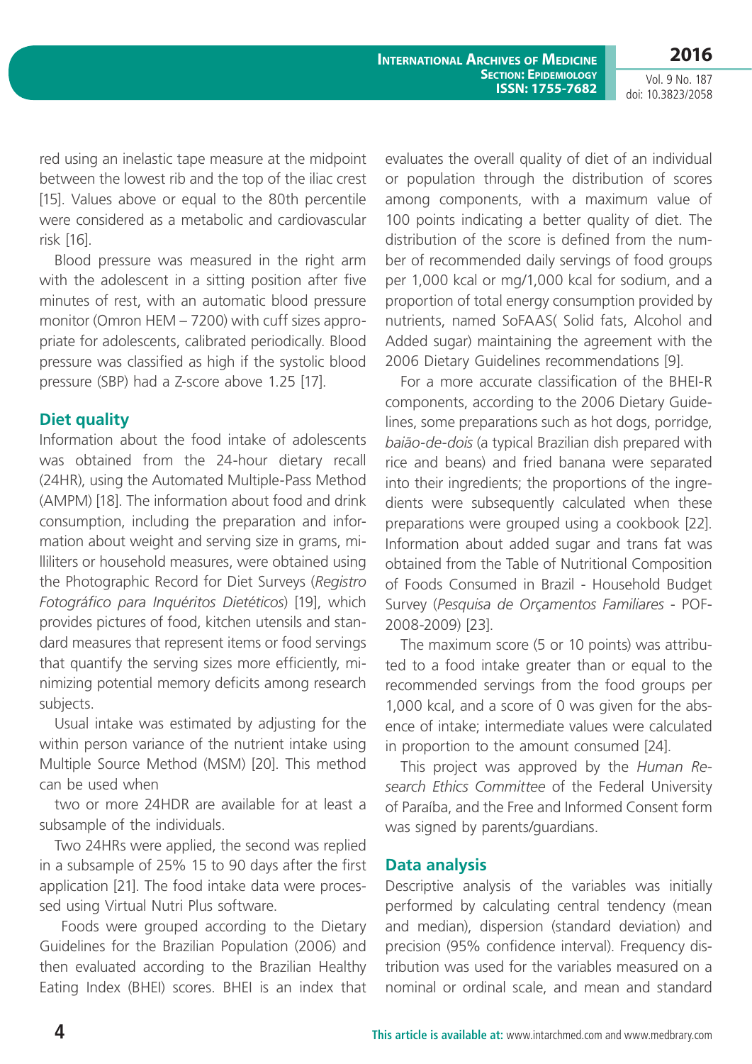red using an inelastic tape measure at the midpoint between the lowest rib and the top of the iliac crest [15]. Values above or equal to the 80th percentile were considered as a metabolic and cardiovascular risk [16].

Blood pressure was measured in the right arm with the adolescent in a sitting position after five minutes of rest, with an automatic blood pressure monitor (Omron HEM – 7200) with cuff sizes appropriate for adolescents, calibrated periodically. Blood pressure was classified as high if the systolic blood pressure (SBP) had a Z-score above 1.25 [17].

## Diet quality

Information about the food intake of adolescents was obtained from the 24-hour dietary recall (24HR), using the Automated Multiple-Pass Method (AMPM) [18]. The information about food and drink consumption, including the preparation and information about weight and serving size in grams, milliliters or household measures, were obtained using the Photographic Record for Diet Surveys (*Registro Fotográfico para Inquéritos Dietéticos*) [19], which provides pictures of food, kitchen utensils and standard measures that represent items or food servings that quantify the serving sizes more efficiently, minimizing potential memory deficits among research subjects.

Usual intake was estimated by adjusting for the within person variance of the nutrient intake using Multiple Source Method (MSM) [20]. This method can be used when

two or more 24HDR are available for at least a subsample of the individuals.

Two 24HRs were applied, the second was replied in a subsample of 25% 15 to 90 days after the first application [21]. The food intake data were processed using Virtual Nutri Plus software.

Foods were grouped according to the Dietary Guidelines for the Brazilian Population (2006) and then evaluated according to the Brazilian Healthy Eating Index (BHEI) scores. BHEI is an index that evaluates the overall quality of diet of an individual or population through the distribution of scores among components, with a maximum value of 100 points indicating a better quality of diet. The distribution of the score is defined from the number of recommended daily servings of food groups per 1,000 kcal or mg/1,000 kcal for sodium, and a proportion of total energy consumption provided by nutrients, named SoFAAS( Solid fats, Alcohol and Added sugar) maintaining the agreement with the 2006 Dietary Guidelines recommendations [9].

For a more accurate classification of the BHEI-R components, according to the 2006 Dietary Guidelines, some preparations such as hot dogs, porridge, *baião-de-dois* (a typical Brazilian dish prepared with rice and beans) and fried banana were separated into their ingredients; the proportions of the ingredients were subsequently calculated when these preparations were grouped using a cookbook [22]. Information about added sugar and trans fat was obtained from the Table of Nutritional Composition of Foods Consumed in Brazil - Household Budget Survey (*Pesquisa de Orçamentos Familiares* - POF-2008-2009) [23].

The maximum score (5 or 10 points) was attributed to a food intake greater than or equal to the recommended servings from the food groups per 1,000 kcal, and a score of 0 was given for the absence of intake; intermediate values were calculated in proportion to the amount consumed [24].

This project was approved by the *Human Research Ethics Committee* of the Federal University of Paraíba, and the Free and Informed Consent form was signed by parents/guardians.

## Data analysis

Descriptive analysis of the variables was initially performed by calculating central tendency (mean and median), dispersion (standard deviation) and precision (95% confidence interval). Frequency distribution was used for the variables measured on a nominal or ordinal scale, and mean and standard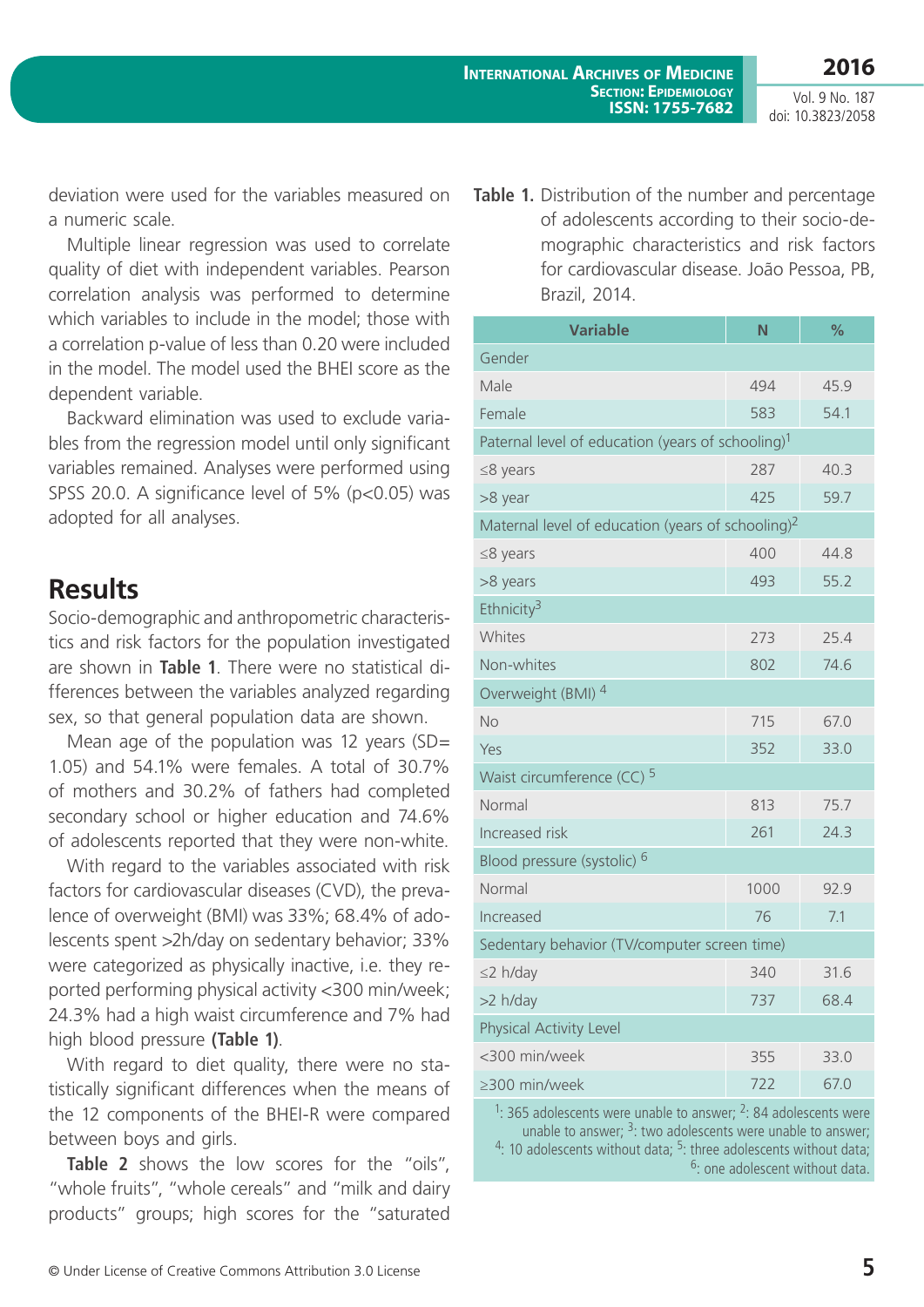deviation were used for the variables measured on a numeric scale.

Multiple linear regression was used to correlate quality of diet with independent variables. Pearson correlation analysis was performed to determine which variables to include in the model; those with a correlation p-value of less than 0.20 were included in the model. The model used the BHEI score as the dependent variable.

Backward elimination was used to exclude variables from the regression model until only significant variables remained. Analyses were performed using SPSS 20.0. A significance level of 5% ($p<0.05$) was adopted for all analyses.

## Results

Socio-demographic and anthropometric characteristics and risk factors for the population investigated are shown in **Table 1**. There were no statistical differences between the variables analyzed regarding sex, so that general population data are shown.

Mean age of the population was 12 years (SD= 1.05) and 54.1% were females. A total of 30.7% of mothers and 30.2% of fathers had completed secondary school or higher education and 74.6% of adolescents reported that they were non-white.

With regard to the variables associated with risk factors for cardiovascular diseases (CVD), the prevalence of overweight (BMI) was 33%; 68.4% of adolescents spent >2h/day on sedentary behavior; 33% were categorized as physically inactive, i.e. they reported performing physical activity <300 min/week; 24.3% had a high waist circumference and 7% had high blood pressure **(Table 1)**.

With regard to diet quality, there were no statistically significant differences when the means of the 12 components of the BHEI-R were compared between boys and girls.

**Table 2** shows the low scores for the "oils", "whole fruits", "whole cereals" and "milk and dairy products" groups; high scores for the "saturated

**Table 1.** Distribution of the number and percentage of adolescents according to their socio-demographic characteristics and risk factors for cardiovascular disease. João Pessoa, PB, Brazil, 2014.

| Variable | N | % |
|---|---|---|
| Gender | | |
| Male | 494 | 45.9 |
| Female | 583 | 54.1 |
| Paternal level of education (years of schooling)[1] | | |
| ≤8 years | 287 | 40.3 |
| >8 year | 425 | 59.7 |
| Maternal level of education (years of schooling)[2] | | |
| ≤8 years | 400 | 44.8 |
| >8 years | 493 | 55.2 |
| Ethnicity[3] | | |
| Whites | 273 | 25.4 |
| Non-whites | 802 | 74.6 |
| Overweight (BMI) [4] | | |
| No | 715 | 67.0 |
| Yes | 352 | 33.0 |
| Waist circumference (CC) [5] | | |
| Normal | 813 | 75.7 |
| Increased risk | 261 | 24.3 |
| Blood pressure (systolic) [6] | | |
| Normal | 1000 | 92.9 |
| Increased | 76 | 7.1 |
| Sedentary behavior (TV/computer screen time) | | |
| ≤2 h/day | 340 | 31.6 |
| >2 h/day | 737 | 68.4 |
| Physical Activity Level | | |
| <300 min/week | 355 | 33.0 |
| ≥300 min/week | 722 | 67.0 |

[1]: 365 adolescents were unable to answer; [2]: 84 adolescents were unable to answer; [3]: two adolescents were unable to answer; [4]: 10 adolescents without data; [5]: three adolescents without data; [6]: one adolescent without data.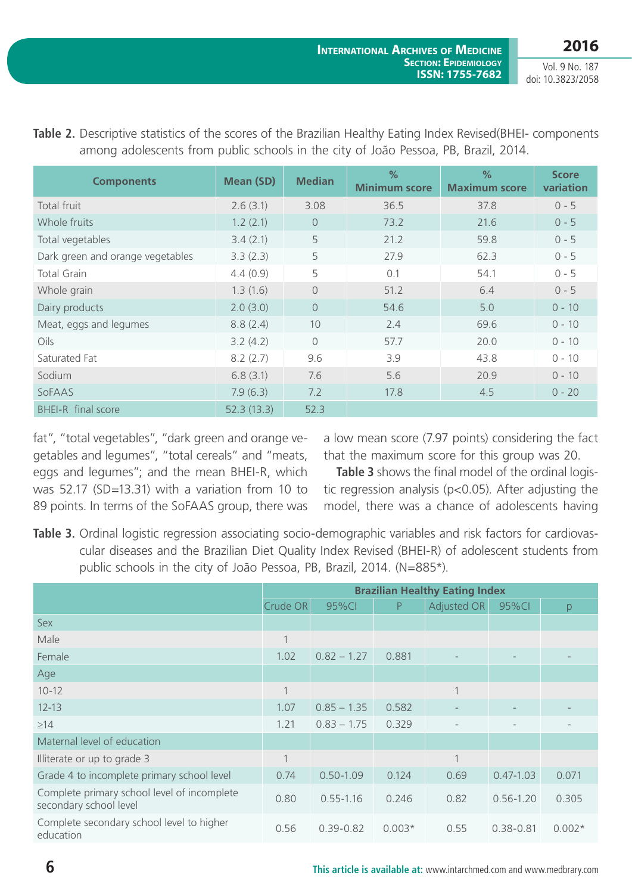**Table 2.** Descriptive statistics of the scores of the Brazilian Healthy Eating Index Revised(BHEI- components among adolescents from public schools in the city of João Pessoa, PB, Brazil, 2014.

| Components | Mean (SD) | Median | % Minimum score | % Maximum score | Score variation |
|---|---|---|---|---|---|
| Total fruit | 2.6 (3.1) | 3.08 | 36.5 | 37.8 | 0 - 5 |
| Whole fruits | 1.2 (2.1) | 0 | 73.2 | 21.6 | 0 - 5 |
| Total vegetables | 3.4 (2.1) | 5 | 21.2 | 59.8 | 0 - 5 |
| Dark green and orange vegetables | 3.3 (2.3) | 5 | 27.9 | 62.3 | 0 - 5 |
| Total Grain | 4.4 (0.9) | 5 | 0.1 | 54.1 | 0 - 5 |
| Whole grain | 1.3 (1.6) | 0 | 51.2 | 6.4 | 0 - 5 |
| Dairy products | 2.0 (3.0) | 0 | 54.6 | 5.0 | 0 - 10 |
| Meat, eggs and legumes | 8.8 (2.4) | 10 | 2.4 | 69.6 | 0 - 10 |
| Oils | 3.2 (4.2) | 0 | 57.7 | 20.0 | 0 - 10 |
| Saturated Fat | 8.2 (2.7) | 9.6 | 3.9 | 43.8 | 0 - 10 |
| Sodium | 6.8 (3.1) | 7.6 | 5.6 | 20.9 | 0 - 10 |
| SoFAAS | 7.9 (6.3) | 7.2 | 17.8 | 4.5 | 0 - 20 |
| BHEI-R final score | 52.3 (13.3) | 52.3 | | | |

fat", "total vegetables", "dark green and orange vegetables and legumes", "total cereals" and "meats, eggs and legumes"; and the mean BHEI-R, which was 52.17 (SD=13.31) with a variation from 10 to 89 points. In terms of the SoFAAS group, there was a low mean score (7.97 points) considering the fact that the maximum score for this group was 20.

**Table 3** shows the final model of the ordinal logistic regression analysis ($p<0.05$). After adjusting the model, there was a chance of adolescents having

**Table 3.** Ordinal logistic regression associating socio-demographic variables and risk factors for cardiovascular diseases and the Brazilian Diet Quality Index Revised (BHEI-R) of adolescent students from public schools in the city of João Pessoa, PB, Brazil, 2014. (N=885*).

| | Brazilian Healthy Eating Index | | | | | |
|---|---|---|---|---|---|---|
| | Crude OR | 95%CI | P | Adjusted OR | 95%CI | p |
| Sex | | | | | | |
| Male | 1 | | | | | |
| Female | 1.02 | 0.82 – 1.27 | 0.881 | - | - | - |
| Age | | | | | | |
| 10-12 | 1 | | | 1 | | |
| 12-13 | 1.07 | 0.85 – 1.35 | 0.582 | - | - | - |
| ≥14 | 1.21 | 0.83 – 1.75 | 0.329 | - | - | - |
| Maternal level of education | | | | | | |
| Illiterate or up to grade 3 | 1 | | | 1 | | |
| Grade 4 to incomplete primary school level | 0.74 | 0.50-1.09 | 0.124 | 0.69 | 0.47-1.03 | 0.071 |
| Complete primary school level of incomplete secondary school level | 0.80 | 0.55-1.16 | 0.246 | 0.82 | 0.56-1.20 | 0.305 |
| Complete secondary school level to higher education | 0.56 | 0.39-0.82 | 0.003* | 0.55 | 0.38-0.81 | 0.002* |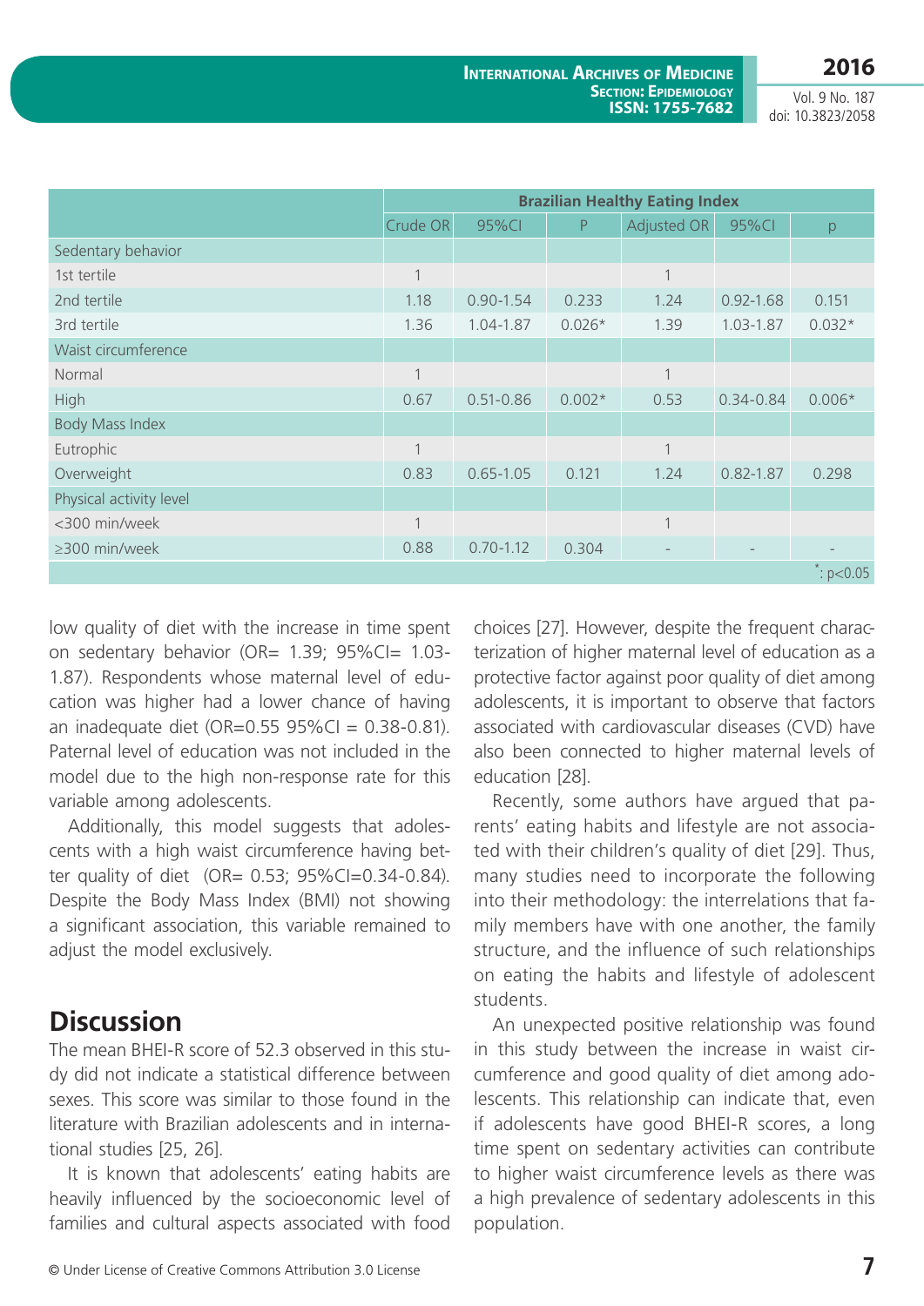|  | Brazilian Healthy Eating Index |  |  |  |  |  |
|---|---|---|---|---|---|---|
|  | Crude OR | 95%CI | P | Adjusted OR | 95%CI | p |
| Sedentary behavior |  |  |  |  |  |  |
| 1st tertile | 1 |  |  | 1 |  |  |
| 2nd tertile | 1.18 | 0.90-1.54 | 0.233 | 1.24 | 0.92-1.68 | 0.151 |
| 3rd tertile | 1.36 | 1.04-1.87 | 0.026* | 1.39 | 1.03-1.87 | 0.032* |
| Waist circumference |  |  |  |  |  |  |
| Normal | 1 |  |  | 1 |  |  |
| High | 0.67 | 0.51-0.86 | 0.002* | 0.53 | 0.34-0.84 | 0.006* |
| Body Mass Index |  |  |  |  |  |  |
| Eutrophic | 1 |  |  | 1 |  |  |
| Overweight | 0.83 | 0.65-1.05 | 0.121 | 1.24 | 0.82-1.87 | 0.298 |
| Physical activity level |  |  |  |  |  |  |
| <300 min/week | 1 |  |  | 1 |  |  |
| ≥300 min/week | 0.88 | 0.70-1.12 | 0.304 | - | - | - |

*: p<0.05

low quality of diet with the increase in time spent on sedentary behavior (OR= 1.39; 95%CI= 1.03-1.87). Respondents whose maternal level of education was higher had a lower chance of having an inadequate diet (OR=0.55 95%CI = 0.38-0.81). Paternal level of education was not included in the model due to the high non-response rate for this variable among adolescents.

Additionally, this model suggests that adolescents with a high waist circumference having better quality of diet (OR= 0.53; 95%CI=0.34-0.84). Despite the Body Mass Index (BMI) not showing a significant association, this variable remained to adjust the model exclusively.

## Discussion

The mean BHEI-R score of 52.3 observed in this study did not indicate a statistical difference between sexes. This score was similar to those found in the literature with Brazilian adolescents and in international studies [25, 26].

It is known that adolescents' eating habits are heavily influenced by the socioeconomic level of families and cultural aspects associated with food choices [27]. However, despite the frequent characterization of higher maternal level of education as a protective factor against poor quality of diet among adolescents, it is important to observe that factors associated with cardiovascular diseases (CVD) have also been connected to higher maternal levels of education [28].

Recently, some authors have argued that parents' eating habits and lifestyle are not associated with their children's quality of diet [29]. Thus, many studies need to incorporate the following into their methodology: the interrelations that family members have with one another, the family structure, and the influence of such relationships on eating the habits and lifestyle of adolescent students.

An unexpected positive relationship was found in this study between the increase in waist circumference and good quality of diet among adolescents. This relationship can indicate that, even if adolescents have good BHEI-R scores, a long time spent on sedentary activities can contribute to higher waist circumference levels as there was a high prevalence of sedentary adolescents in this population.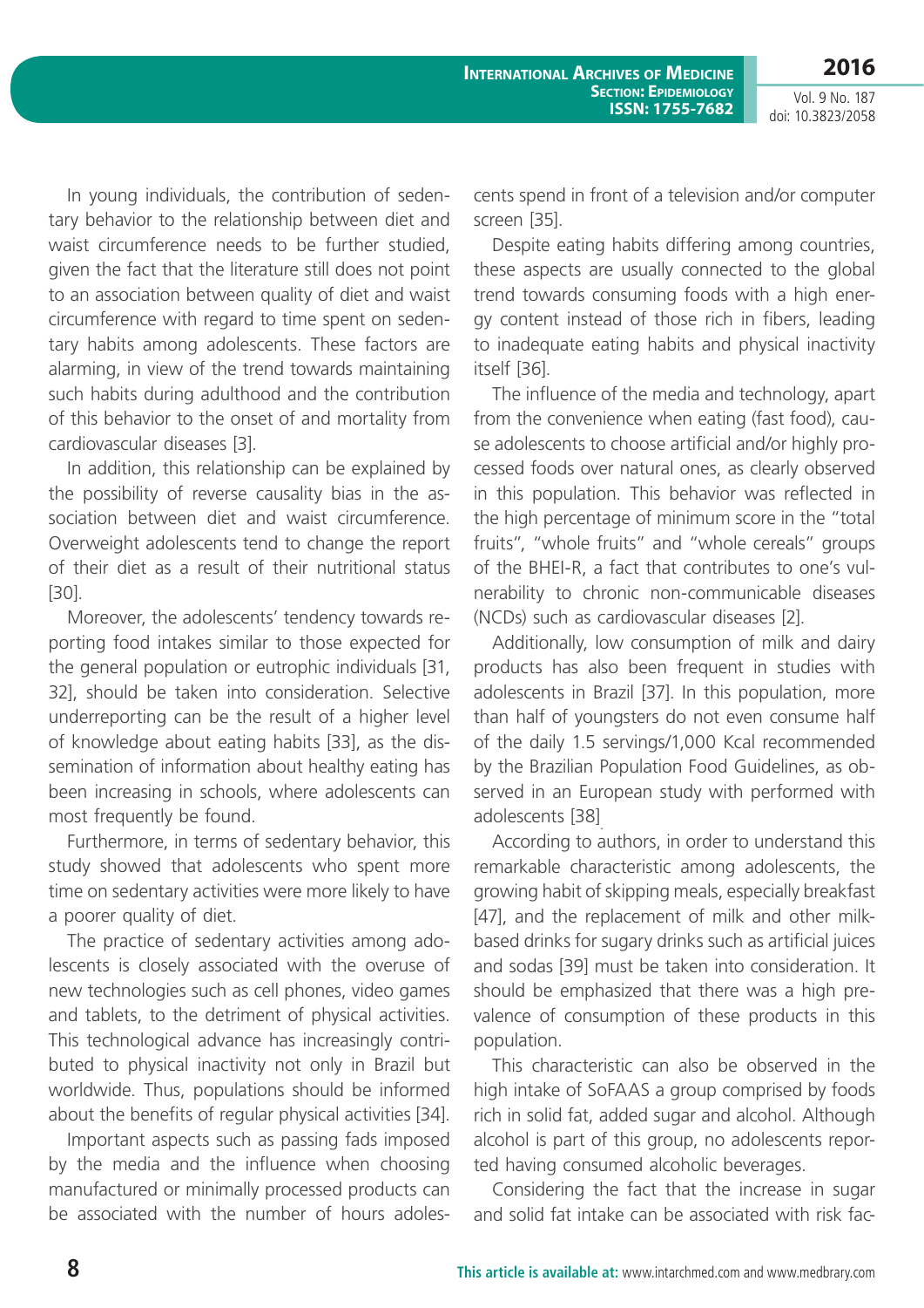In young individuals, the contribution of sedentary behavior to the relationship between diet and waist circumference needs to be further studied, given the fact that the literature still does not point to an association between quality of diet and waist circumference with regard to time spent on sedentary habits among adolescents. These factors are alarming, in view of the trend towards maintaining such habits during adulthood and the contribution of this behavior to the onset of and mortality from cardiovascular diseases [3].

In addition, this relationship can be explained by the possibility of reverse causality bias in the association between diet and waist circumference. Overweight adolescents tend to change the report of their diet as a result of their nutritional status [30].

Moreover, the adolescents' tendency towards reporting food intakes similar to those expected for the general population or eutrophic individuals [31, 32], should be taken into consideration. Selective underreporting can be the result of a higher level of knowledge about eating habits [33], as the dissemination of information about healthy eating has been increasing in schools, where adolescents can most frequently be found.

Furthermore, in terms of sedentary behavior, this study showed that adolescents who spent more time on sedentary activities were more likely to have a poorer quality of diet.

The practice of sedentary activities among adolescents is closely associated with the overuse of new technologies such as cell phones, video games and tablets, to the detriment of physical activities. This technological advance has increasingly contributed to physical inactivity not only in Brazil but worldwide. Thus, populations should be informed about the benefits of regular physical activities [34].

Important aspects such as passing fads imposed by the media and the influence when choosing manufactured or minimally processed products can be associated with the number of hours adolescents spend in front of a television and/or computer screen [35].

Despite eating habits differing among countries, these aspects are usually connected to the global trend towards consuming foods with a high energy content instead of those rich in fibers, leading to inadequate eating habits and physical inactivity itself [36].

The influence of the media and technology, apart from the convenience when eating (fast food), cause adolescents to choose artificial and/or highly processed foods over natural ones, as clearly observed in this population. This behavior was reflected in the high percentage of minimum score in the "total fruits", "whole fruits" and "whole cereals" groups of the BHEI-R, a fact that contributes to one's vulnerability to chronic non-communicable diseases (NCDs) such as cardiovascular diseases [2].

Additionally, low consumption of milk and dairy products has also been frequent in studies with adolescents in Brazil [37]. In this population, more than half of youngsters do not even consume half of the daily 1.5 servings/1,000 Kcal recommended by the Brazilian Population Food Guidelines, as observed in an European study with performed with adolescents [38].

According to authors, in order to understand this remarkable characteristic among adolescents, the growing habit of skipping meals, especially breakfast [47], and the replacement of milk and other milk-based drinks for sugary drinks such as artificial juices and sodas [39] must be taken into consideration. It should be emphasized that there was a high prevalence of consumption of these products in this population.

This characteristic can also be observed in the high intake of SoFAAS a group comprised by foods rich in solid fat, added sugar and alcohol. Although alcohol is part of this group, no adolescents reported having consumed alcoholic beverages.

Considering the fact that the increase in sugar and solid fat intake can be associated with risk fac-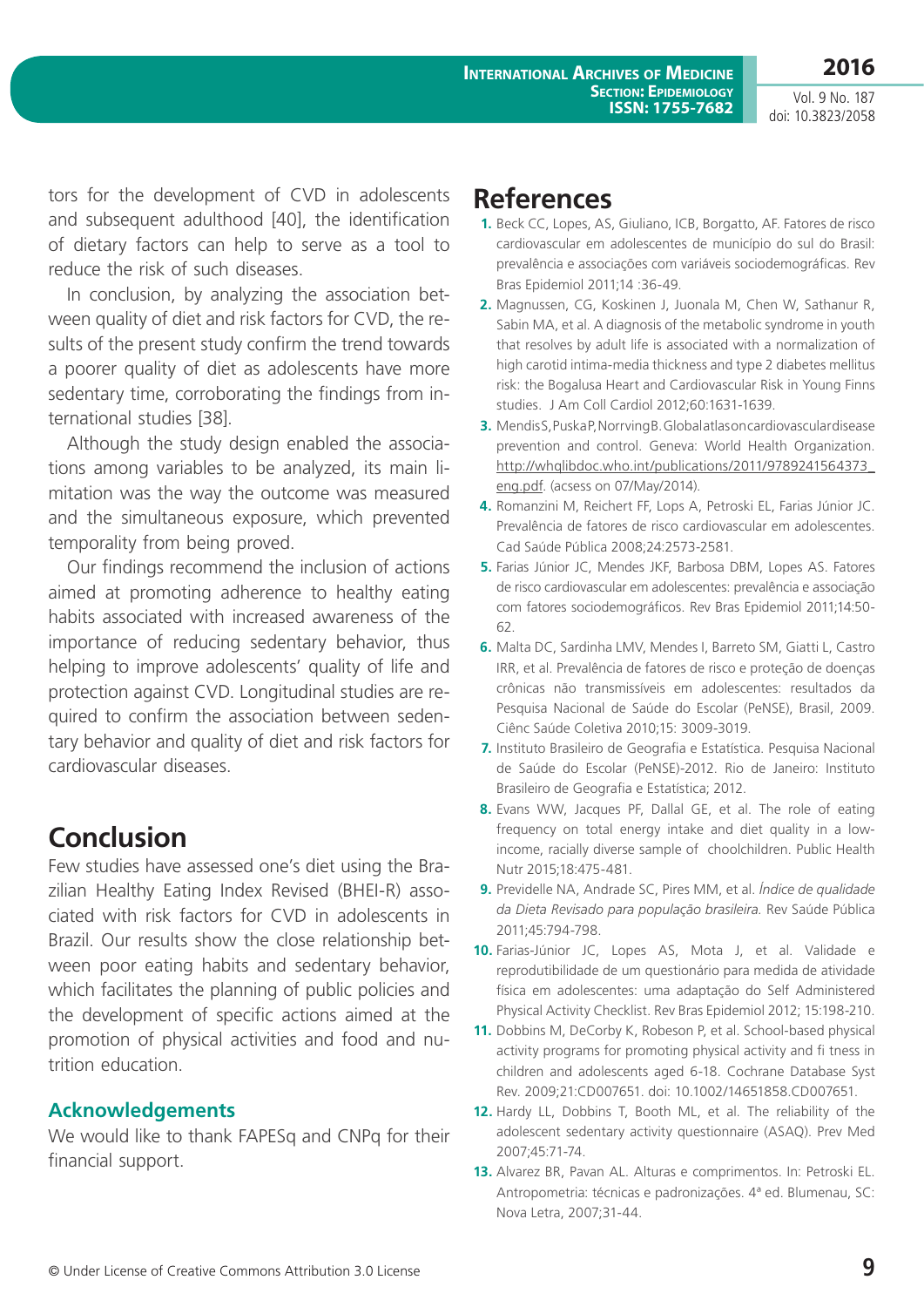tors for the development of CVD in adolescents and subsequent adulthood [40], the identification of dietary factors can help to serve as a tool to reduce the risk of such diseases.

In conclusion, by analyzing the association between quality of diet and risk factors for CVD, the results of the present study confirm the trend towards a poorer quality of diet as adolescents have more sedentary time, corroborating the findings from international studies [38].

Although the study design enabled the associations among variables to be analyzed, its main limitation was the way the outcome was measured and the simultaneous exposure, which prevented temporality from being proved.

Our findings recommend the inclusion of actions aimed at promoting adherence to healthy eating habits associated with increased awareness of the importance of reducing sedentary behavior, thus helping to improve adolescents' quality of life and protection against CVD. Longitudinal studies are required to confirm the association between sedentary behavior and quality of diet and risk factors for cardiovascular diseases.

## Conclusion

Few studies have assessed one's diet using the Brazilian Healthy Eating Index Revised (BHEI-R) associated with risk factors for CVD in adolescents in Brazil. Our results show the close relationship between poor eating habits and sedentary behavior, which facilitates the planning of public policies and the development of specific actions aimed at the promotion of physical activities and food and nutrition education.

### Acknowledgements

We would like to thank FAPESq and CNPq for their financial support.

## References

1. Beck CC, Lopes, AS, Giuliano, ICB, Borgatto, AF. Fatores de risco cardiovascular em adolescentes de município do sul do Brasil: prevalência e associações com variáveis sociodemográficas. Rev Bras Epidemiol 2011;14 :36-49.
2. Magnussen, CG, Koskinen J, Juonala M, Chen W, Sathanur R, Sabin MA, et al. A diagnosis of the metabolic syndrome in youth that resolves by adult life is associated with a normalization of high carotid intima-media thickness and type 2 diabetes mellitus risk: the Bogalusa Heart and Cardiovascular Risk in Young Finns studies. J Am Coll Cardiol 2012;60:1631-1639.
3. MendisS,PuskaP,NorrvingB.Globalatlasoncardiovasculardisease prevention and control. Geneva: World Health Organization. http://whqlibdoc.who.int/publications/2011/9789241564373_eng.pdf. (acsess on 07/May/2014).
4. Romanzini M, Reichert FF, Lops A, Petroski EL, Farias Júnior JC. Prevalência de fatores de risco cardiovascular em adolescentes. Cad Saúde Pública 2008;24:2573-2581.
5. Farias Júnior JC, Mendes JKF, Barbosa DBM, Lopes AS. Fatores de risco cardiovascular em adolescentes: prevalência e associação com fatores sociodemográficos. Rev Bras Epidemiol 2011;14:50-62.
6. Malta DC, Sardinha LMV, Mendes I, Barreto SM, Giatti L, Castro IRR, et al. Prevalência de fatores de risco e proteção de doenças crônicas não transmissíveis em adolescentes: resultados da Pesquisa Nacional de Saúde do Escolar (PeNSE), Brasil, 2009. Ciênc Saúde Coletiva 2010;15: 3009-3019.
7. Instituto Brasileiro de Geografia e Estatística. Pesquisa Nacional de Saúde do Escolar (PeNSE)-2012. Rio de Janeiro: Instituto Brasileiro de Geografia e Estatística; 2012.
8. Evans WW, Jacques PF, Dallal GE, et al. The role of eating frequency on total energy intake and diet quality in a low-income, racially diverse sample of choolchildren. Public Health Nutr 2015;18:475-481.
9. Previdelle NA, Andrade SC, Pires MM, et al. *Índice de qualidade da Dieta Revisado para população brasileira.* Rev Saúde Pública 2011;45:794-798.
10. Farias-Júnior JC, Lopes AS, Mota J, et al. Validade e reprodutibilidade de um questionário para medida de atividade física em adolescentes: uma adaptação do Self Administered Physical Activity Checklist. Rev Bras Epidemiol 2012; 15:198-210.
11. Dobbins M, DeCorby K, Robeson P, et al. School-based physical activity programs for promoting physical activity and fi tness in children and adolescents aged 6-18. Cochrane Database Syst Rev. 2009;21:CD007651. doi: 10.1002/14651858.CD007651.
12. Hardy LL, Dobbins T, Booth ML, et al. The reliability of the adolescent sedentary activity questionnaire (ASAQ). Prev Med 2007;45:71-74.
13. Alvarez BR, Pavan AL. Alturas e comprimentos. In: Petroski EL. Antropometria: técnicas e padronizações. 4ª ed. Blumenau, SC: Nova Letra, 2007;31-44.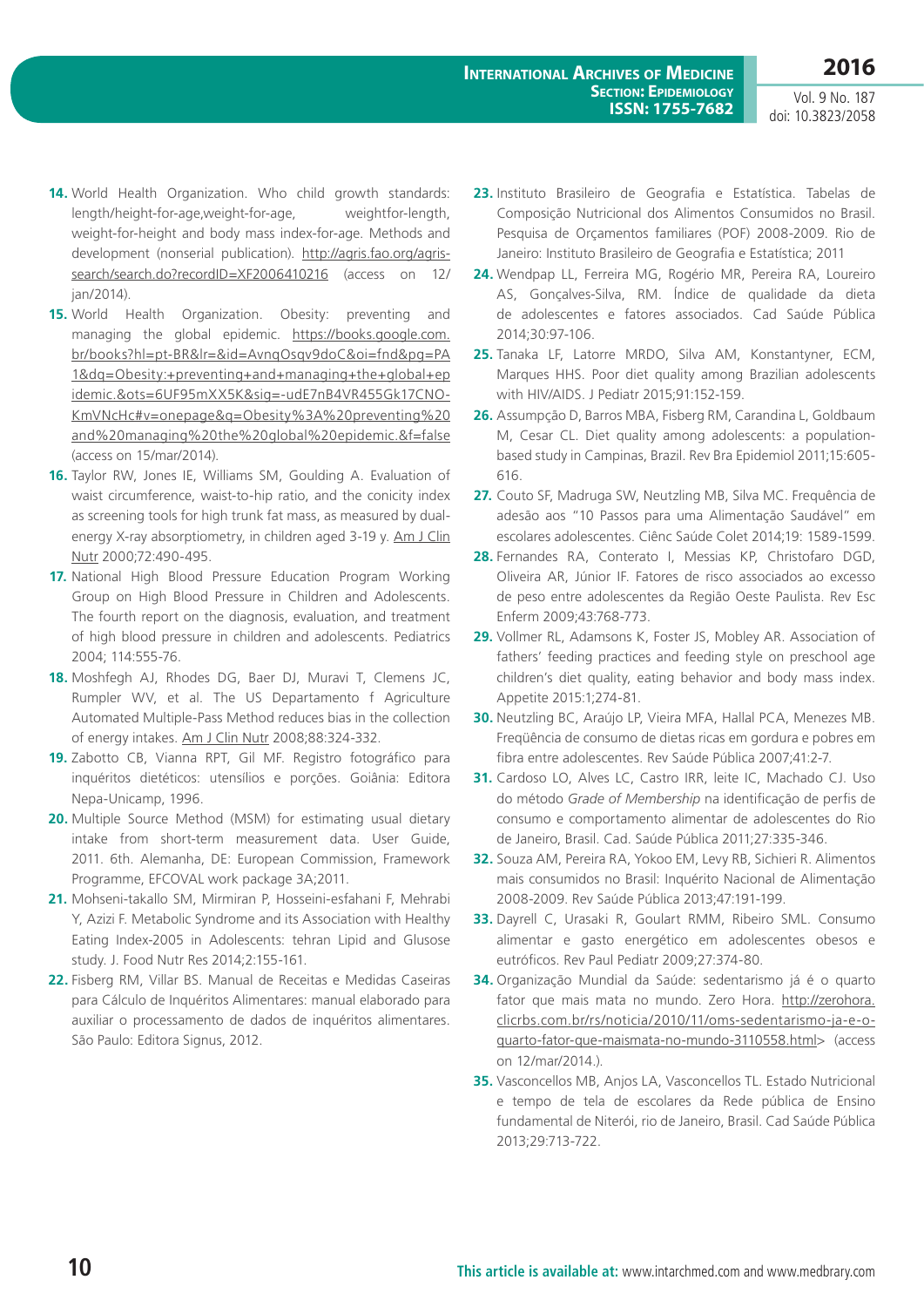14. World Health Organization. Who child growth standards: length/height-for-age,weight-for-age, weightfor-length, weight-for-height and body mass index-for-age. Methods and development (nonserial publication). http://agris.fao.org/agris-search/search.do?recordID=XF2006410216 (access on 12/jan/2014).
15. World Health Organization. Obesity: preventing and managing the global epidemic. https://books.google.com.br/books?hl=pt-BR&lr=&id=AvnqOsqv9doC&oi=fnd&pg=PA1&dq=Obesity:+preventing+and+managing+the+global+epidemic.&ots=6UF95mXX5K&sig=-udE7nB4VR455Gk17CNO-KmVNcHc#v=onepage&q=Obesity%3A%20preventing%20and%20managing%20the%20global%20epidemic.&f=false (access on 15/mar/2014).
16. Taylor RW, Jones IE, Williams SM, Goulding A. Evaluation of waist circumference, waist-to-hip ratio, and the conicity index as screening tools for high trunk fat mass, as measured by dual-energy X-ray absorptiometry, in children aged 3-19 y. Am J Clin Nutr 2000;72:490-495.
17. National High Blood Pressure Education Program Working Group on High Blood Pressure in Children and Adolescents. The fourth report on the diagnosis, evaluation, and treatment of high blood pressure in children and adolescents. Pediatrics 2004; 114:555-76.
18. Moshfegh AJ, Rhodes DG, Baer DJ, Muravi T, Clemens JC, Rumpler WV, et al. The US Departamento f Agriculture Automated Multiple-Pass Method reduces bias in the collection of energy intakes. Am J Clin Nutr 2008;88:324-332.
19. Zabotto CB, Vianna RPT, Gil MF. Registro fotográfico para inquéritos dietéticos: utensílios e porções. Goiânia: Editora Nepa-Unicamp, 1996.
20. Multiple Source Method (MSM) for estimating usual dietary intake from short-term measurement data. User Guide, 2011. 6th. Alemanha, DE: European Commission, Framework Programme, EFCOVAL work package 3A;2011.
21. Mohseni-takallo SM, Mirmiran P, Hosseini-esfahani F, Mehrabi Y, Azizi F. Metabolic Syndrome and its Association with Healthy Eating Index-2005 in Adolescents: tehran Lipid and Glusose study. J. Food Nutr Res 2014;2:155-161.
22. Fisberg RM, Villar BS. Manual de Receitas e Medidas Caseiras para Cálculo de Inquéritos Alimentares: manual elaborado para auxiliar o processamento de dados de inquéritos alimentares. São Paulo: Editora Signus, 2012.
23. Instituto Brasileiro de Geografia e Estatística. Tabelas de Composição Nutricional dos Alimentos Consumidos no Brasil. Pesquisa de Orçamentos familiares (POF) 2008-2009. Rio de Janeiro: Instituto Brasileiro de Geografia e Estatística; 2011
24. Wendpap LL, Ferreira MG, Rogério MR, Pereira RA, Loureiro AS, Gonçalves-Silva, RM. Índice de qualidade da dieta de adolescentes e fatores associados. Cad Saúde Pública 2014;30:97-106.
25. Tanaka LF, Latorre MRDO, Silva AM, Konstantyner, ECM, Marques HHS. Poor diet quality among Brazilian adolescents with HIV/AIDS. J Pediatr 2015;91:152-159.
26. Assumpção D, Barros MBA, Fisberg RM, Carandina L, Goldbaum M, Cesar CL. Diet quality among adolescents: a population-based study in Campinas, Brazil. Rev Bra Epidemiol 2011;15:605-616.
27. Couto SF, Madruga SW, Neutzling MB, Silva MC. Frequência de adesão aos "10 Passos para uma Alimentação Saudável" em escolares adolescentes. Ciênc Saúde Colet 2014;19: 1589-1599.
28. Fernandes RA, Conterato I, Messias KP, Christofaro DGD, Oliveira AR, Júnior IF. Fatores de risco associados ao excesso de peso entre adolescentes da Região Oeste Paulista. Rev Esc Enferm 2009;43:768-773.
29. Vollmer RL, Adamsons K, Foster JS, Mobley AR. Association of fathers' feeding practices and feeding style on preschool age children's diet quality, eating behavior and body mass index. Appetite 2015:1;274-81.
30. Neutzling BC, Araújo LP, Vieira MFA, Hallal PCA, Menezes MB. Freqüência de consumo de dietas ricas em gordura e pobres em fibra entre adolescentes. Rev Saúde Pública 2007;41:2-7.
31. Cardoso LO, Alves LC, Castro IRR, leite IC, Machado CJ. Uso do método *Grade of Membership* na identificação de perfis de consumo e comportamento alimentar de adolescentes do Rio de Janeiro, Brasil. Cad. Saúde Pública 2011;27:335-346.
32. Souza AM, Pereira RA, Yokoo EM, Levy RB, Sichieri R. Alimentos mais consumidos no Brasil: Inquérito Nacional de Alimentação 2008-2009. Rev Saúde Pública 2013;47:191-199.
33. Dayrell C, Urasaki R, Goulart RMM, Ribeiro SML. Consumo alimentar e gasto energético em adolescentes obesos e eutróficos. Rev Paul Pediatr 2009;27:374-80.
34. Organização Mundial da Saúde: sedentarismo já é o quarto fator que mais mata no mundo. Zero Hora. http://zerohora.clicrbs.com.br/rs/noticia/2010/11/oms-sedentarismo-ja-e-o-quarto-fator-que-maismata-no-mundo-3110558.html> (access on 12/mar/2014.).
35. Vasconcellos MB, Anjos LA, Vasconcellos TL. Estado Nutricional e tempo de tela de escolares da Rede pública de Ensino fundamental de Niterói, rio de Janeiro, Brasil. Cad Saúde Pública 2013;29:713-722.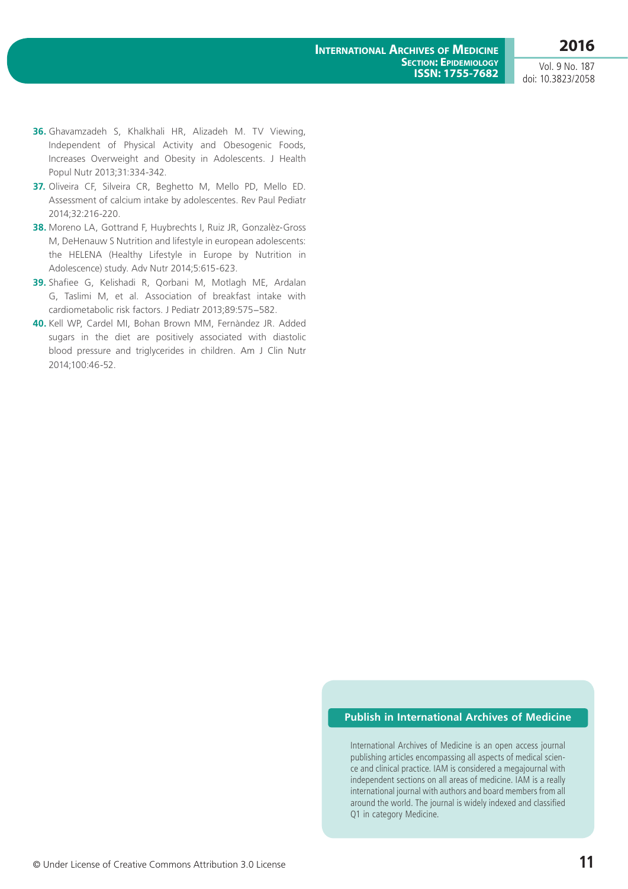36. Ghavamzadeh S, Khalkhali HR, Alizadeh M. TV Viewing, Independent of Physical Activity and Obesogenic Foods, Increases Overweight and Obesity in Adolescents. J Health Popul Nutr 2013;31:334-342.
37. Oliveira CF, Silveira CR, Beghetto M, Mello PD, Mello ED. Assessment of calcium intake by adolescentes. Rev Paul Pediatr 2014;32:216-220.
38. Moreno LA, Gottrand F, Huybrechts I, Ruiz JR, Gonzalèz-Gross M, DeHenauw S Nutrition and lifestyle in european adolescents: the HELENA (Healthy Lifestyle in Europe by Nutrition in Adolescence) study. Adv Nutr 2014;5:615-623.
39. Shafiee G, Kelishadi R, Qorbani M, Motlagh ME, Ardalan G, Taslimi M, et al. Association of breakfast intake with cardiometabolic risk factors. J Pediatr 2013;89:575–582.
40. Kell WP, Cardel MI, Bohan Brown MM, Fernàndez JR. Added sugars in the diet are positively associated with diastolic blood pressure and triglycerides in children. Am J Clin Nutr 2014;100:46-52.

**Publish in International Archives of Medicine**

International Archives of Medicine is an open access journal publishing articles encompassing all aspects of medical science and clinical practice. IAM is considered a megajournal with independent sections on all areas of medicine. IAM is a really international journal with authors and board members from all around the world. The journal is widely indexed and classified Q1 in category Medicine.

© Under License of Creative Commons Attribution 3.0 License